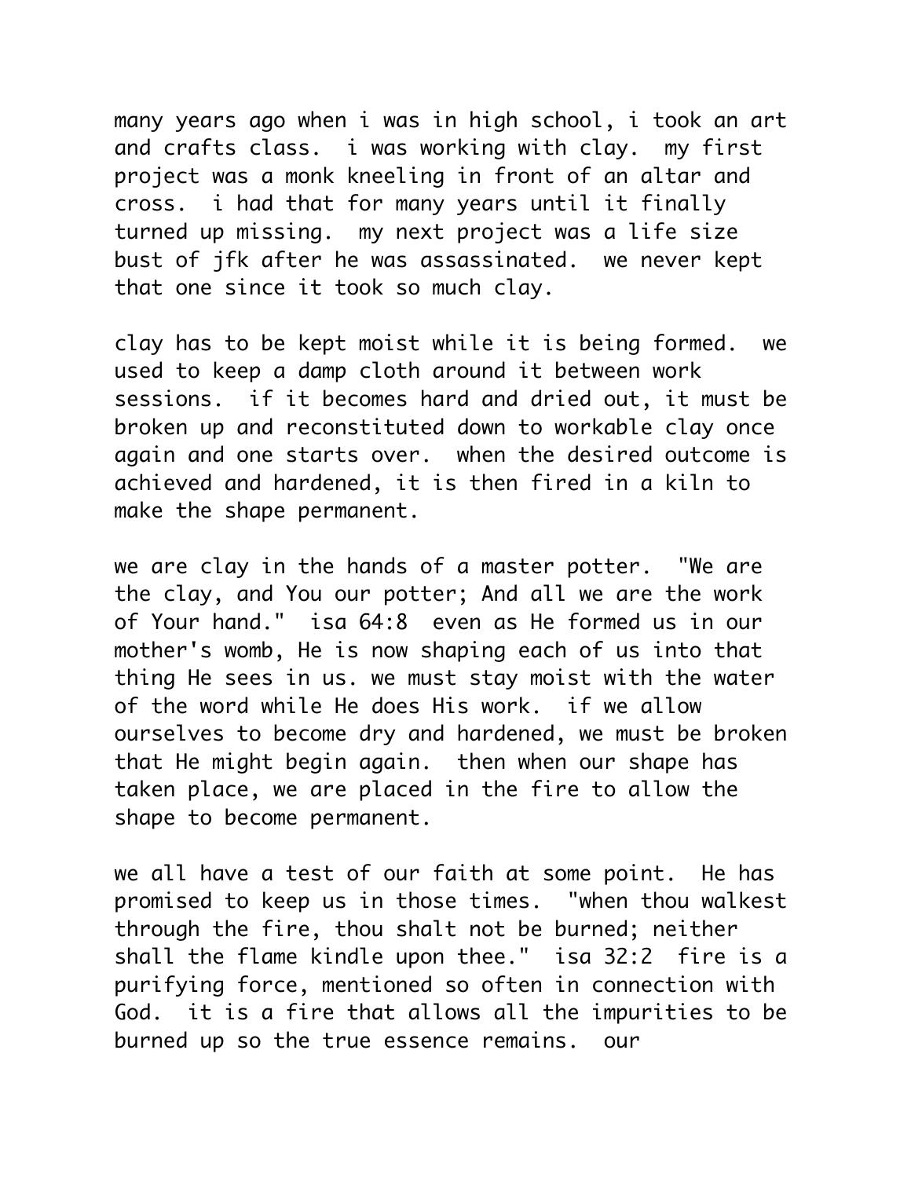many years ago when i was in high school, i took an art and crafts class. i was working with clay. my first project was a monk kneeling in front of an altar and cross. i had that for many years until it finally turned up missing. my next project was a life size bust of jfk after he was assassinated. we never kept that one since it took so much clay.

clay has to be kept moist while it is being formed. we used to keep a damp cloth around it between work sessions. if it becomes hard and dried out, it must be broken up and reconstituted down to workable clay once again and one starts over. when the desired outcome is achieved and hardened, it is then fired in a kiln to make the shape permanent.

we are clay in the hands of a master potter. "We are the clay, and You our potter; And all we are the work of Your hand." isa 64:8 even as He formed us in our mother's womb, He is now shaping each of us into that thing He sees in us. we must stay moist with the water of the word while He does His work. if we allow ourselves to become dry and hardened, we must be broken that He might begin again. then when our shape has taken place, we are placed in the fire to allow the shape to become permanent.

we all have a test of our faith at some point. He has promised to keep us in those times. "when thou walkest through the fire, thou shalt not be burned; neither shall the flame kindle upon thee." isa 32:2 fire is a purifying force, mentioned so often in connection with God. it is a fire that allows all the impurities to be burned up so the true essence remains. our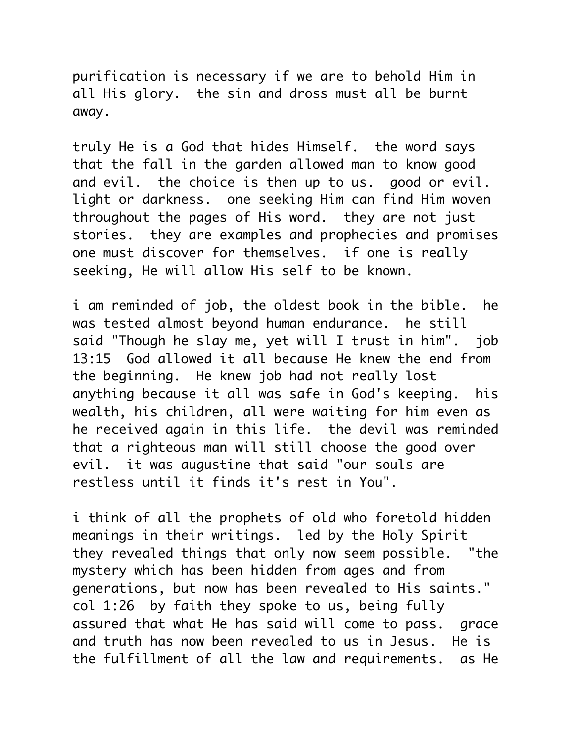purification is necessary if we are to behold Him in all His glory.  the sin and dross must all be burnt away.

truly He is a God that hides Himself.  the word says that the fall in the garden allowed man to know good and evil.  the choice is then up to us.  good or evil. light or darkness.  one seeking Him can find Him woven throughout the pages of His word.  they are not just stories.  they are examples and prophecies and promises one must discover for themselves.  if one is really seeking, He will allow His self to be known.

i am reminded of job, the oldest book in the bible.  he was tested almost beyond human endurance.  he still said "Though he slay me, yet will I trust in him".  job 13:15  God allowed it all because He knew the end from the beginning.  He knew job had not really lost anything because it all was safe in God's keeping.  his wealth, his children, all were waiting for him even as he received again in this life.  the devil was reminded that a righteous man will still choose the good over evil.  it was augustine that said "our souls are restless until it finds it's rest in You".

i think of all the prophets of old who foretold hidden meanings in their writings.  led by the Holy Spirit they revealed things that only now seem possible.  "the mystery which has been hidden from ages and from generations, but now has been revealed to His saints." col 1:26  by faith they spoke to us, being fully assured that what He has said will come to pass.  grace and truth has now been revealed to us in Jesus.  He is the fulfillment of all the law and requirements.  as He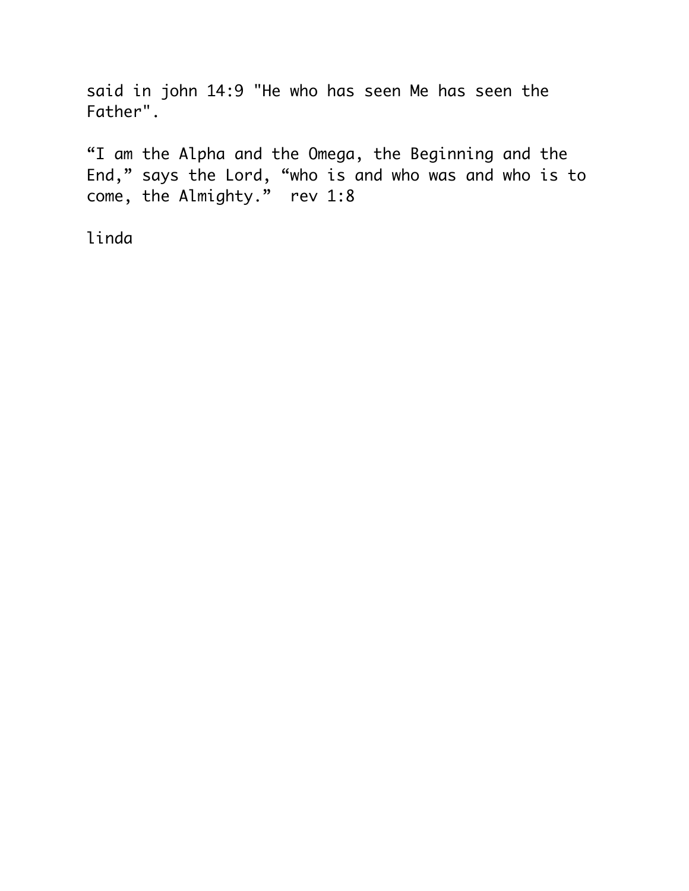said in john 14:9 "He who has seen Me has seen the Father".

“I am the Alpha and the Omega, the Beginning and the End,” says the Lord, “who is and who was and who is to come, the Almighty.”  rev 1:8

linda